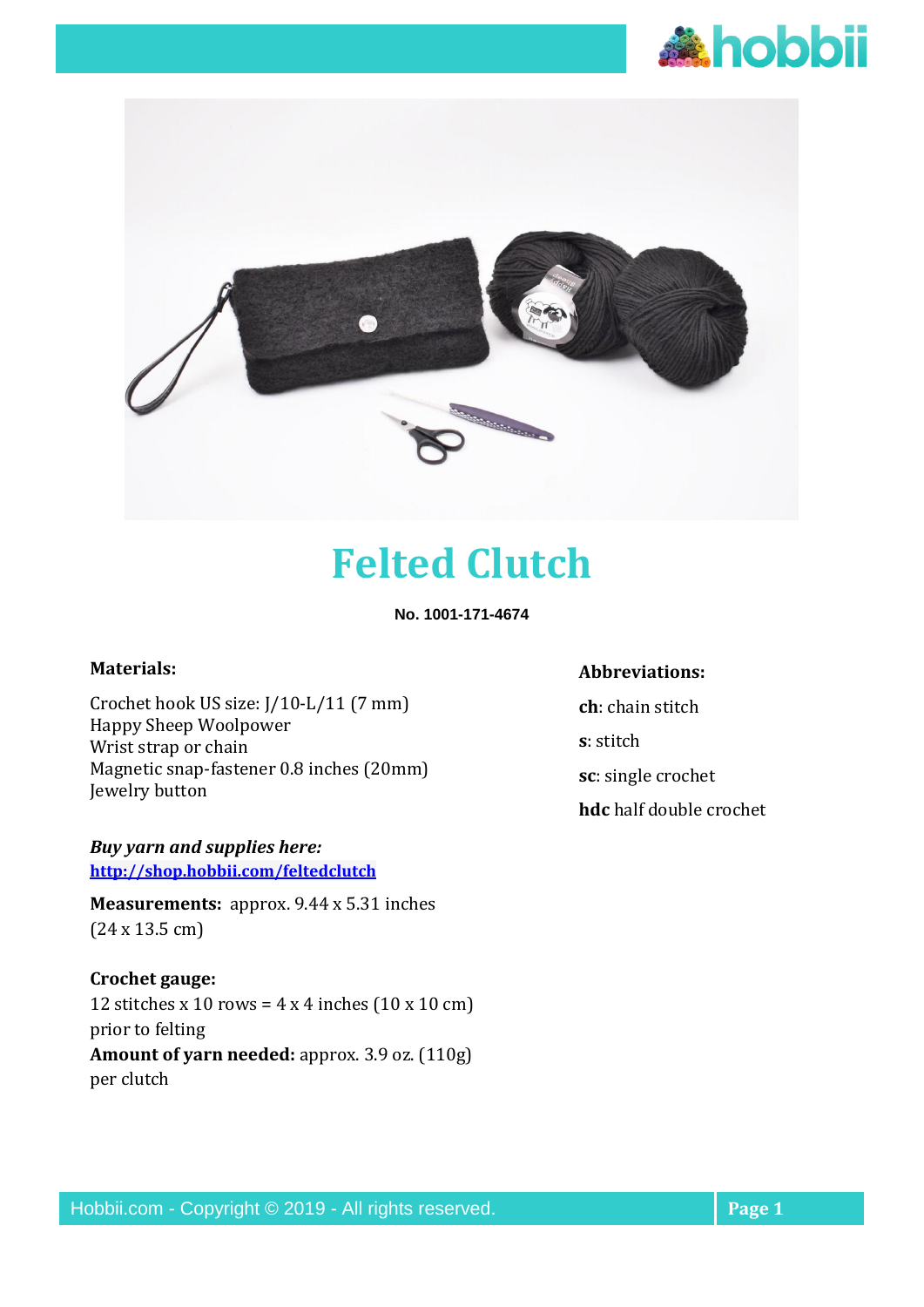# Felted Clutch

**No. 1001-171-4674**

**Materials:**

Crochet hook US size: J/10-L/11 (7 mm)
Happy Sheep Woolpower
Wrist strap or chain
Magnetic snap-fastener 0.8 inches (20mm)
Jewelry button

***Buy yarn and supplies here:***
**http://shop.hobbii.com/feltedclutch**

**Measurements:** approx. 9.44 x 5.31 inches (24 x 13.5 cm)

**Crochet gauge:**
12 stitches x 10 rows = 4 x 4 inches (10 x 10 cm) prior to felting
**Amount of yarn needed:** approx. 3.9 oz. (110g) per clutch

**Abbreviations:**

**ch**: chain stitch

**s**: stitch

**sc**: single crochet

**hdc** half double crochet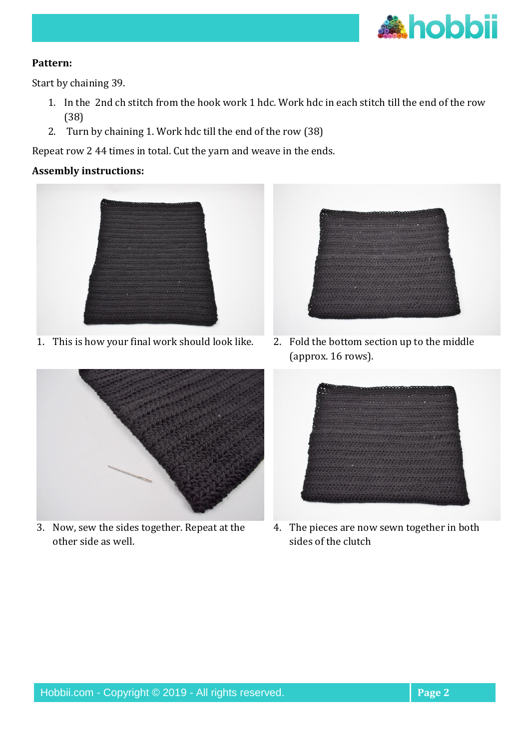**Pattern:**

Start by chaining 39.

1. In the  2nd ch stitch from the hook work 1 hdc. Work hdc in each stitch till the end of the row (38)
2. Turn by chaining 1. Work hdc till the end of the row (38)

Repeat row 2 44 times in total. Cut the yarn and weave in the ends.

**Assembly instructions:**

1. This is how your final work should look like.
2. Fold the bottom section up to the middle (approx. 16 rows).
3. Now, sew the sides together. Repeat at the other side as well.
4. The pieces are now sewn together in both sides of the clutch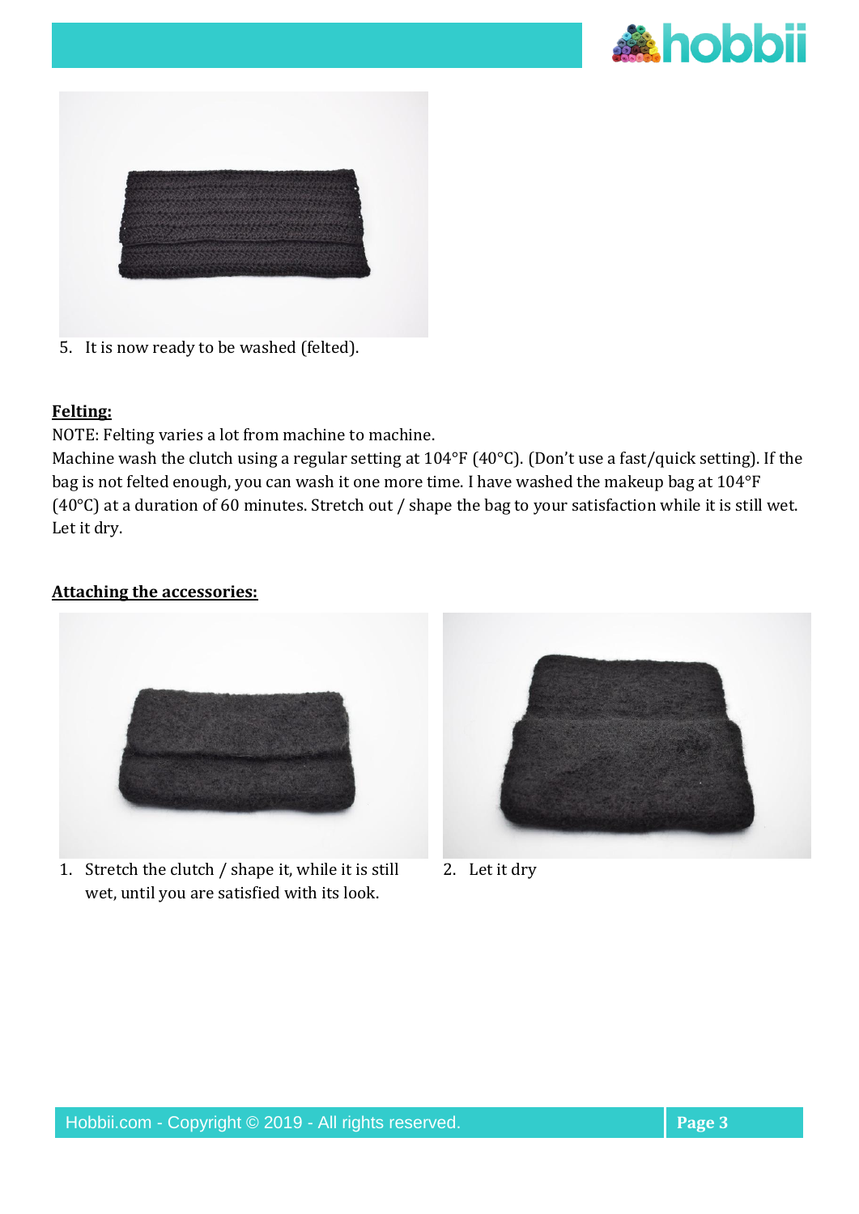5. It is now ready to be washed (felted).

**Felting:**

NOTE: Felting varies a lot from machine to machine.

Machine wash the clutch using a regular setting at 104°F (40°C). (Don't use a fast/quick setting). If the bag is not felted enough, you can wash it one more time. I have washed the makeup bag at 104°F (40°C) at a duration of 60 minutes. Stretch out / shape the bag to your satisfaction while it is still wet. Let it dry.

**Attaching the accessories:**

1. Stretch the clutch / shape it, while it is still wet, until you are satisfied with its look.
2. Let it dry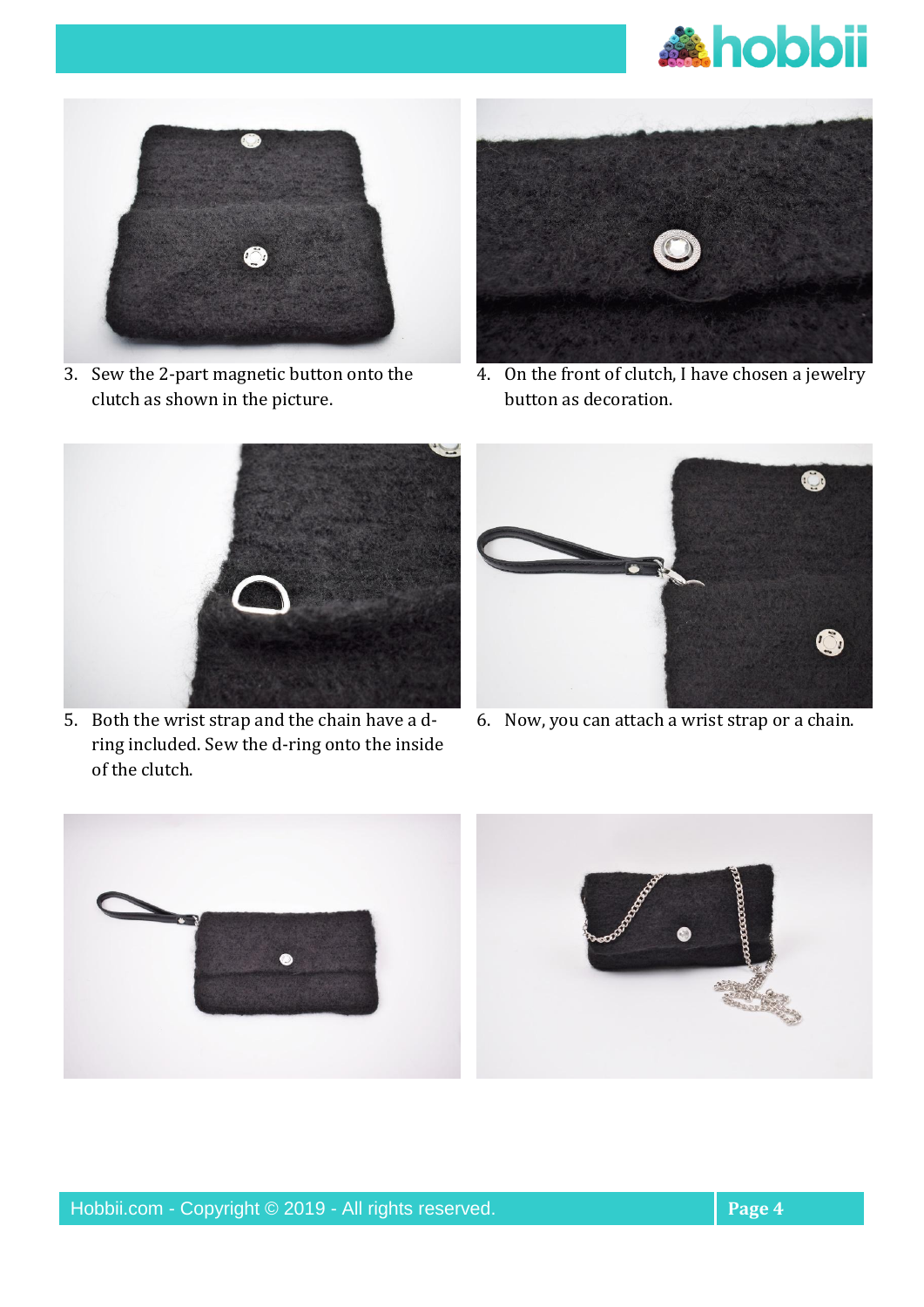3. Sew the 2-part magnetic button onto the clutch as shown in the picture.
4. On the front of clutch, I have chosen a jewelry button as decoration.
5. Both the wrist strap and the chain have a d-ring included. Sew the d-ring onto the inside of the clutch.
6. Now, you can attach a wrist strap or a chain.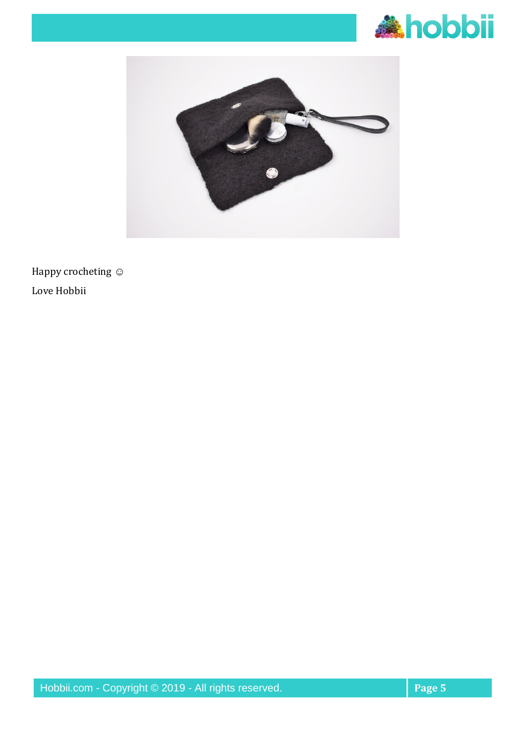Happy crocheting ☺

Love Hobbii